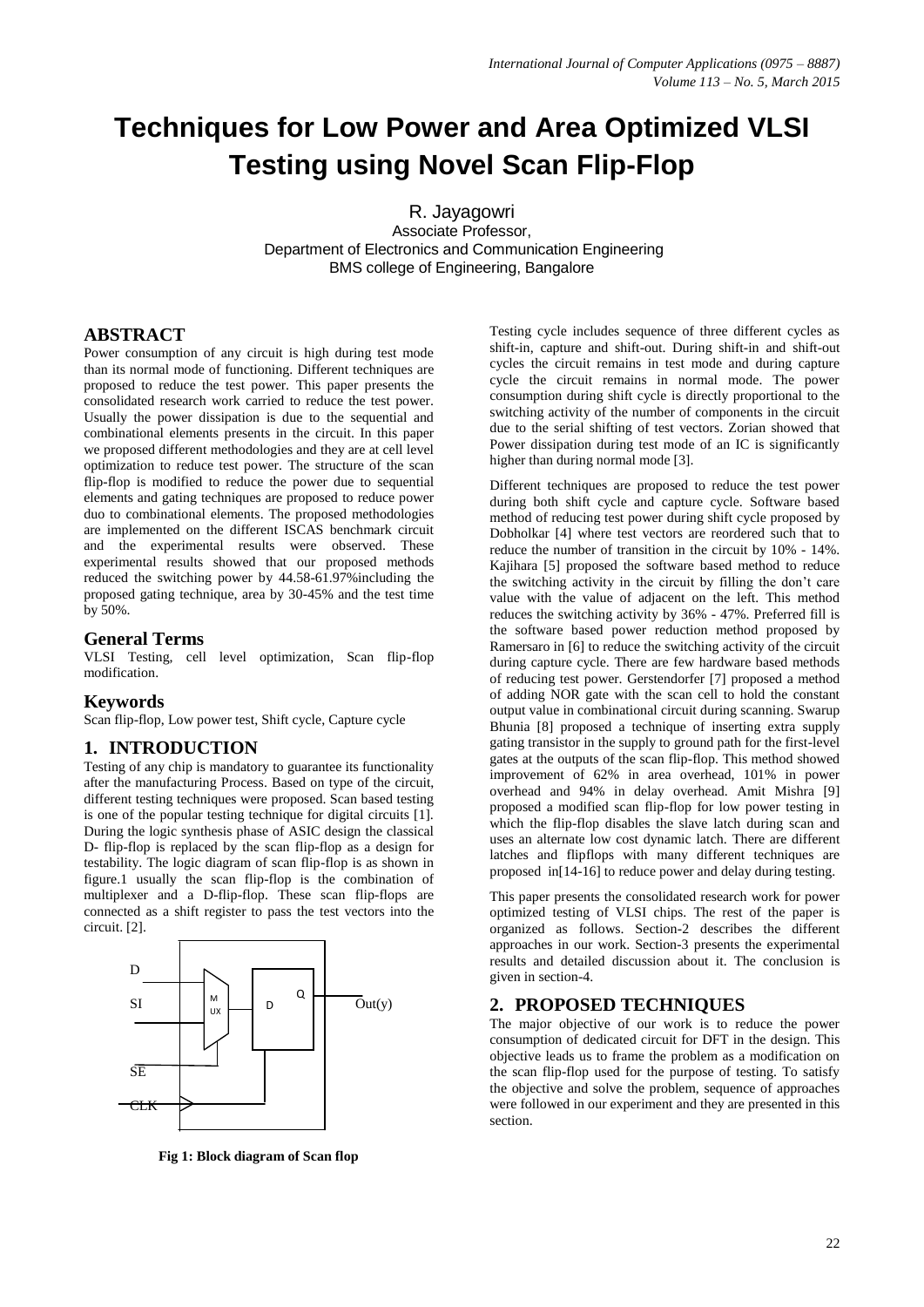# Techniques for Low Power and Area Optimized VLSI Testing using Novel Scan Flip-Flop

R. Jayagowri
Associate Professor,
Department of Electronics and Communication Engineering
BMS college of Engineering, Bangalore

## ABSTRACT

Power consumption of any circuit is high during test mode than its normal mode of functioning. Different techniques are proposed to reduce the test power. This paper presents the consolidated research work carried to reduce the test power. Usually the power dissipation is due to the sequential and combinational elements presents in the circuit. In this paper we proposed different methodologies and they are at cell level optimization to reduce test power. The structure of the scan flip-flop is modified to reduce the power due to sequential elements and gating techniques are proposed to reduce power duo to combinational elements. The proposed methodologies are implemented on the different ISCAS benchmark circuit and the experimental results were observed. These experimental results showed that our proposed methods reduced the switching power by 44.58-61.97%including the proposed gating technique, area by 30-45% and the test time by 50%.

## General Terms

VLSI Testing, cell level optimization, Scan flip-flop modification.

## Keywords

Scan flip-flop, Low power test, Shift cycle, Capture cycle

## 1. INTRODUCTION

Testing of any chip is mandatory to guarantee its functionality after the manufacturing Process. Based on type of the circuit, different testing techniques were proposed. Scan based testing is one of the popular testing technique for digital circuits [1]. During the logic synthesis phase of ASIC design the classical D- flip-flop is replaced by the scan flip-flop as a design for testability. The logic diagram of scan flip-flop is as shown in figure.1 usually the scan flip-flop is the combination of multiplexer and a D-flip-flop. These scan flip-flops are connected as a shift register to pass the test vectors into the circuit. [2].

**Fig 1: Block diagram of Scan flop**

Testing cycle includes sequence of three different cycles as shift-in, capture and shift-out. During shift-in and shift-out cycles the circuit remains in test mode and during capture cycle the circuit remains in normal mode. The power consumption during shift cycle is directly proportional to the switching activity of the number of components in the circuit due to the serial shifting of test vectors. Zorian showed that Power dissipation during test mode of an IC is significantly higher than during normal mode [3].

Different techniques are proposed to reduce the test power during both shift cycle and capture cycle. Software based method of reducing test power during shift cycle proposed by Dobholkar [4] where test vectors are reordered such that to reduce the number of transition in the circuit by 10% - 14%. Kajihara [5] proposed the software based method to reduce the switching activity in the circuit by filling the don't care value with the value of adjacent on the left. This method reduces the switching activity by 36% - 47%. Preferred fill is the software based power reduction method proposed by Ramersaro in [6] to reduce the switching activity of the circuit during capture cycle. There are few hardware based methods of reducing test power. Gerstendorfer [7] proposed a method of adding NOR gate with the scan cell to hold the constant output value in combinational circuit during scanning. Swarup Bhunia [8] proposed a technique of inserting extra supply gating transistor in the supply to ground path for the first-level gates at the outputs of the scan flip-flop. This method showed improvement of 62% in area overhead, 101% in power overhead and 94% in delay overhead. Amit Mishra [9] proposed a modified scan flip-flop for low power testing in which the flip-flop disables the slave latch during scan and uses an alternate low cost dynamic latch. There are different latches and flipflops with many different techniques are proposed in[14-16] to reduce power and delay during testing.

This paper presents the consolidated research work for power optimized testing of VLSI chips. The rest of the paper is organized as follows. Section-2 describes the different approaches in our work. Section-3 presents the experimental results and detailed discussion about it. The conclusion is given in section-4.

## 2. PROPOSED TECHNIQUES

The major objective of our work is to reduce the power consumption of dedicated circuit for DFT in the design. This objective leads us to frame the problem as a modification on the scan flip-flop used for the purpose of testing. To satisfy the objective and solve the problem, sequence of approaches were followed in our experiment and they are presented in this section.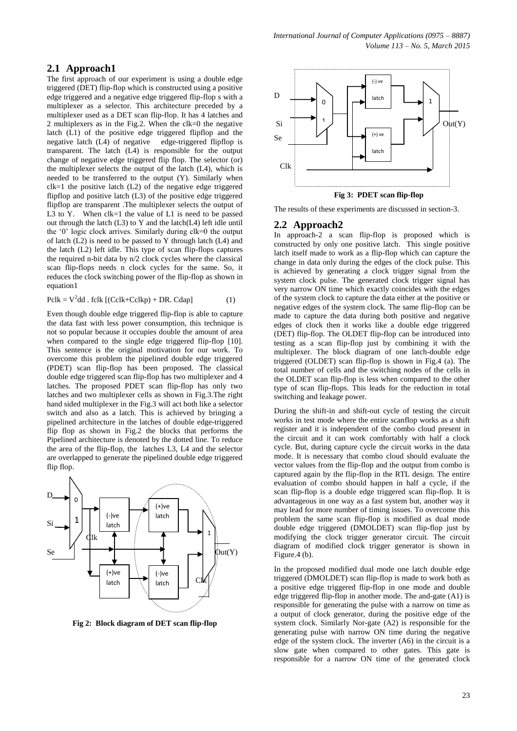## 2.1 Approach1

The first approach of our experiment is using a double edge triggered (DET) flip-flop which is constructed using a positive edge triggered and a negative edge triggered flip-flop s with a multiplexer as a selector. This architecture preceded by a multiplexer used as a DET scan flip-flop. It has 4 latches and 2 multiplexers as in the Fig.2. When the clk=0 the negative latch (L1) of the positive edge triggered flipflop and the negative latch (L4) of negative edge-triggered flipflop is transparent. The latch (L4) is responsible for the output change of negative edge triggered flip flop. The selector (or) the multiplexer selects the output of the latch (L4), which is needed to be transferred to the output (Y). Similarly when clk=1 the positive latch (L2) of the negative edge triggered flipflop and positive latch (L3) of the positive edge triggered flipflop are transparent .The multiplexer selects the output of L3 to Y. When clk=1 the value of L1 is need to be passed out through the latch (L3) to Y and the latch(L4) left idle until the '0' logic clock arrives. Similarly during clk=0 the output of latch (L2) is need to be passed to Y through latch (L4) and the latch (L2) left idle. This type of scan flip-flops captures the required n-bit data by n/2 clock cycles where the classical scan flip-flops needs n clock cycles for the same. So, it reduces the clock switching power of the flip-flop as shown in equation1

$$P_{clk} = V^2_{dd} \cdot f_{clk} \left[ (C_{clk}+C_{clkp}) + DR.\ C_{dap} \right] \quad (1)$$

Even though double edge triggered flip-flop is able to capture the data fast with less power consumption, this technique is not so popular because it occupies double the amount of area when compared to the single edge triggered flip-flop [10]. This sentence is the original motivation for our work. To overcome this problem the pipelined double edge triggered (PDET) scan flip-flop has been proposed. The classical double edge triggered scan flip-flop has two multiplexer and 4 latches. The proposed PDET scan flip-flop has only two latches and two multiplexer cells as shown in Fig.3.The right hand sided multiplexer in the Fig.3 will act both like a selector switch and also as a latch. This is achieved by bringing a pipelined architecture in the latches of double edge-triggered flip flop as shown in Fig.2 the blocks that performs the Pipelined architecture is denoted by the dotted line. To reduce the area of the flip-flop, the latches L3, L4 and the selector are overlapped to generate the pipelined double edge triggered flip flop.

**Fig 2: Block diagram of DET scan flip-flop**

**Fig 3: PDET scan flip-flop**

The results of these experiments are discussed in section-3.

## 2.2 Approach2

In approach-2 a scan flip-flop is proposed which is constructed by only one positive latch. This single positive latch itself made to work as a flip-flop which can capture the change in data only during the edges of the clock pulse. This is achieved by generating a clock trigger signal from the system clock pulse. The generated clock trigger signal has very narrow ON time which exactly coincides with the edges of the system clock to capture the data either at the positive or negative edges of the system clock. The same flip-flop can be made to capture the data during both positive and negative edges of clock then it works like a double edge triggered (DET) flip-flop. The OLDET flip-flop can be introduced into testing as a scan flip-flop just by combining it with the multiplexer. The block diagram of one latch-double edge triggered (OLDET) scan flip-flop is shown in Fig.4 (a). The total number of cells and the switching nodes of the cells in the OLDET scan flip-flop is less when compared to the other type of scan flip-flops. This leads for the reduction in total switching and leakage power.

During the shift-in and shift-out cycle of testing the circuit works in test mode where the entire scanflop works as a shift register and it is independent of the combo cloud present in the circuit and it can work comfortably with half a clock cycle. But, during capture cycle the circuit works in the data mode. It is necessary that combo cloud should evaluate the vector values from the flip-flop and the output from combo is captured again by the flip-flop in the RTL design. The entire evaluation of combo should happen in half a cycle, if the scan flip-flop is a double edge triggered scan flip-flop. It is advantageous in one way as a fast system but, another way it may lead for more number of timing issues. To overcome this problem the same scan flip-flop is modified as dual mode double edge triggered (DMOLDET) scan flip-flop just by modifying the clock trigger generator circuit. The circuit diagram of modified clock trigger generator is shown in Figure.4 (b).

In the proposed modified dual mode one latch double edge triggered (DMOLDET) scan flip-flop is made to work both as a positive edge triggered flip-flop in one mode and double edge triggered flip-flop in another mode. The and-gate (A1) is responsible for generating the pulse with a narrow on time as a output of clock generator, during the positive edge of the system clock. Similarly Nor-gate (A2) is responsible for the generating pulse with narrow ON time during the negative edge of the system clock. The inverter (A6) in the circuit is a slow gate when compared to other gates. This gate is responsible for a narrow ON time of the generated clock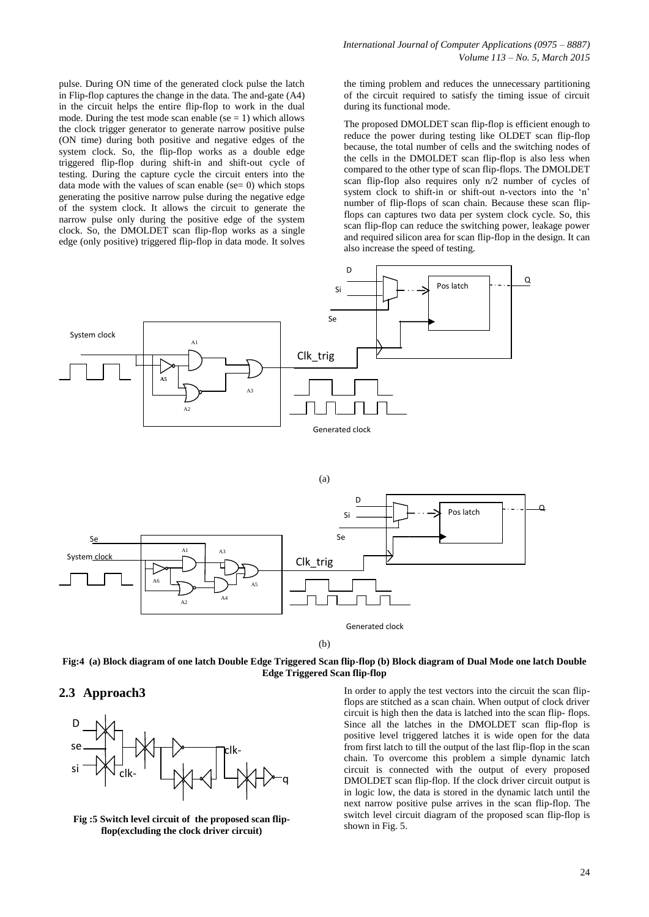pulse. During ON time of the generated clock pulse the latch in Flip-flop captures the change in the data. The and-gate (A4) in the circuit helps the entire flip-flop to work in the dual mode. During the test mode scan enable (se = 1) which allows the clock trigger generator to generate narrow positive pulse (ON time) during both positive and negative edges of the system clock. So, the flip-flop works as a double edge triggered flip-flop during shift-in and shift-out cycle of testing. During the capture cycle the circuit enters into the data mode with the values of scan enable (se= 0) which stops generating the positive narrow pulse during the negative edge of the system clock. It allows the circuit to generate the narrow pulse only during the positive edge of the system clock. So, the DMOLDET scan flip-flop works as a single edge (only positive) triggered flip-flop in data mode. It solves the timing problem and reduces the unnecessary partitioning of the circuit required to satisfy the timing issue of circuit during its functional mode.

The proposed DMOLDET scan flip-flop is efficient enough to reduce the power during testing like OLDET scan flip-flop because, the total number of cells and the switching nodes of the cells in the DMOLDET scan flip-flop is also less when compared to the other type of scan flip-flops. The DMOLDET scan flip-flop also requires only n/2 number of cycles of system clock to shift-in or shift-out n-vectors into the 'n' number of flip-flops of scan chain. Because these scan flip-flops can captures two data per system clock cycle. So, this scan flip-flop can reduce the switching power, leakage power and required silicon area for scan flip-flop in the design. It can also increase the speed of testing.

(a)

(b)

**Fig:4 (a) Block diagram of one latch Double Edge Triggered Scan flip-flop (b) Block diagram of Dual Mode one latch Double Edge Triggered Scan flip-flop**

## 2.3 Approach3

**Fig :5 Switch level circuit of the proposed scan flip-flop(excluding the clock driver circuit)**

In order to apply the test vectors into the circuit the scan flip-flops are stitched as a scan chain. When output of clock driver circuit is high then the data is latched into the scan flip- flops. Since all the latches in the DMOLDET scan flip-flop is positive level triggered latches it is wide open for the data from first latch to till the output of the last flip-flop in the scan chain. To overcome this problem a simple dynamic latch circuit is connected with the output of every proposed DMOLDET scan flip-flop. If the clock driver circuit output is in logic low, the data is stored in the dynamic latch until the next narrow positive pulse arrives in the scan flip-flop. The switch level circuit diagram of the proposed scan flip-flop is shown in Fig. 5.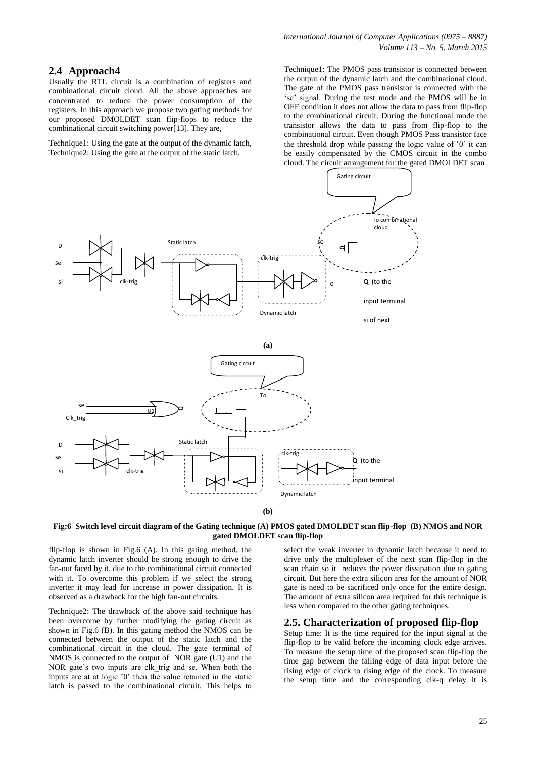## 2.4 Approach4

Usually the RTL circuit is a combination of registers and combinational circuit cloud. All the above approaches are concentrated to reduce the power consumption of the registers. In this approach we propose two gating methods for our proposed DMOLDET scan flip-flops to reduce the combinational circuit switching power[13]. They are,

Technique1: Using the gate at the output of the dynamic latch, Technique2: Using the gate at the output of the static latch.

Technique1: The PMOS pass transistor is connected between the output of the dynamic latch and the combinational cloud. The gate of the PMOS pass transistor is connected with the 'se' signal. During the test mode and the PMOS will be in OFF condition it does not allow the data to pass from flip-flop to the combinational circuit. During the functional mode the transistor allows the data to pass from flip-flop to the combinational circuit. Even though PMOS Pass transistor face the threshold drop while passing the logic value of '0' it can be easily compensated by the CMOS circuit in the combo cloud. The circuit arrangement for the gated DMOLDET scan flip-flop is shown in Fig.6 (A). In this gating method, the dynamic latch inverter should be strong enough to drive the fan-out faced by it, due to the combinational circuit connected with it. To overcome this problem if we select the strong inverter it may lead for increase in power dissipation. It is observed as a drawback for the high fan-out circuits.

**Fig:6 Switch level circuit diagram of the Gating technique (A) PMOS gated DMOLDET scan flip-flop (B) NMOS and NOR gated DMOLDET scan flip-flop**

Technique2: The drawback of the above said technique has been overcome by further modifying the gating circuit as shown in Fig.6 (B). In this gating method the NMOS can be connected between the output of the static latch and the combinational circuit in the cloud. The gate terminal of NMOS is connected to the output of NOR gate (U1) and the NOR gate's two inputs are clk_trig and se. When both the inputs are at at logic '0' then the value retained in the static latch is passed to the combinational circuit. This helps to select the weak inverter in dynamic latch because it need to drive only the multiplexer of the next scan flip-flop in the scan chain so it reduces the power dissipation due to gating circuit. But here the extra silicon area for the amount of NOR gate is need to be sacrificed only once for the entire design. The amount of extra silicon area required for this technique is less when compared to the other gating techniques.

## 2.5. Characterization of proposed flip-flop

Setup time: It is the time required for the input signal at the flip-flop to be valid before the incoming clock edge arrives. To measure the setup time of the proposed scan flip-flop the time gap between the falling edge of data input before the rising edge of clock to rising edge of the clock. To measure the setup time and the corresponding clk-q delay it is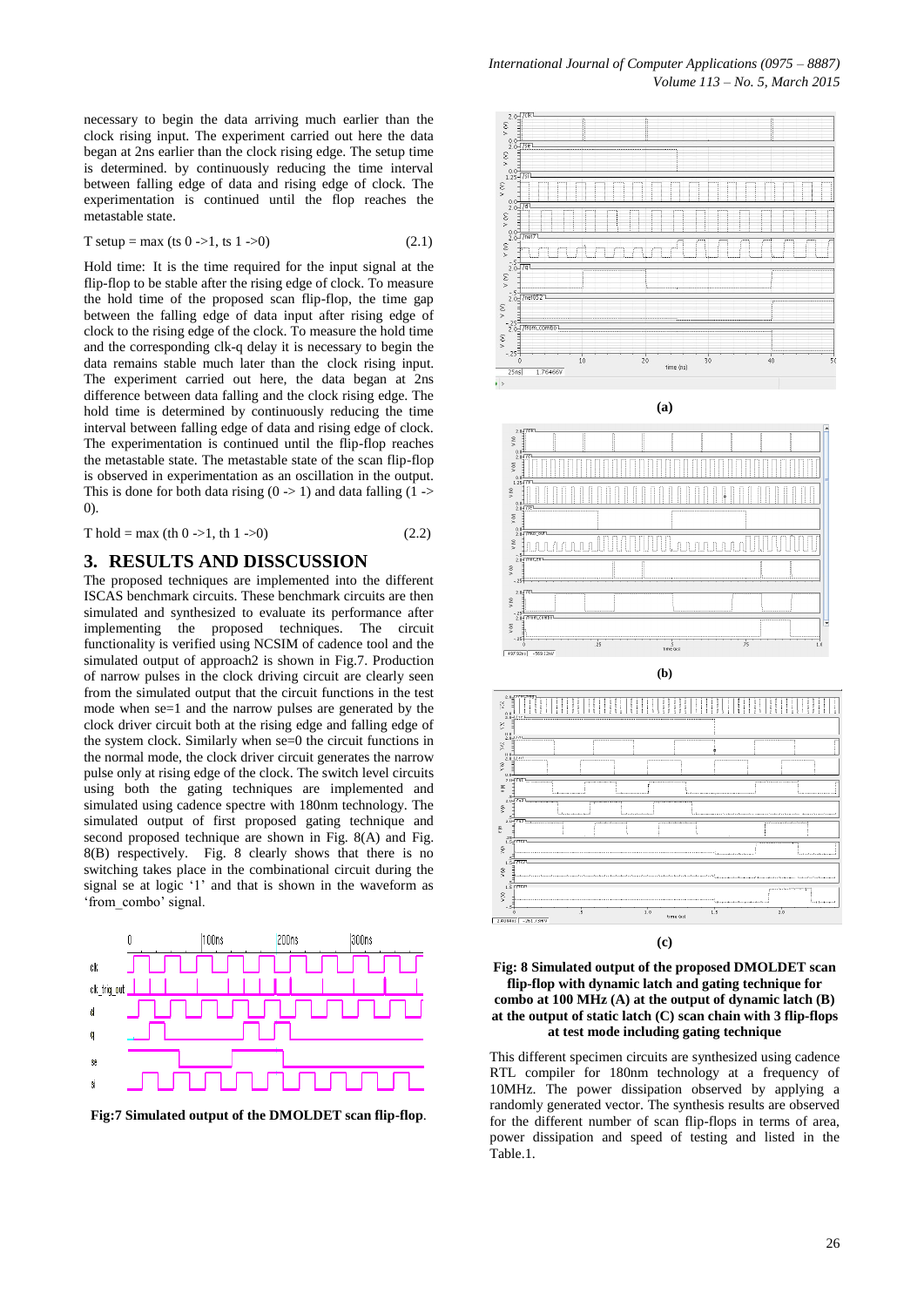necessary to begin the data arriving much earlier than the clock rising input. The experiment carried out here the data began at 2ns earlier than the clock rising edge. The setup time is determined. by continuously reducing the time interval between falling edge of data and rising edge of clock. The experimentation is continued until the flop reaches the metastable state.

$$T\ setup = \max\ (ts\ 0 \rightarrow 1,\ ts\ 1 \rightarrow 0) \tag{2.1}$$

Hold time: It is the time required for the input signal at the flip-flop to be stable after the rising edge of clock. To measure the hold time of the proposed scan flip-flop, the time gap between the falling edge of data input after rising edge of clock to the rising edge of the clock. To measure the hold time and the corresponding clk-q delay it is necessary to begin the data remains stable much later than the clock rising input. The experiment carried out here, the data began at 2ns difference between data falling and the clock rising edge. The hold time is determined by continuously reducing the time interval between falling edge of data and rising edge of clock. The experimentation is continued until the flip-flop reaches the metastable state. The metastable state of the scan flip-flop is observed in experimentation as an oscillation in the output. This is done for both data rising (0 -> 1) and data falling (1 -> 0).

$$T\ hold = \max\ (th\ 0 \rightarrow 1,\ th\ 1 \rightarrow 0) \tag{2.2}$$

## 3. RESULTS AND DISSCUSSION

The proposed techniques are implemented into the different ISCAS benchmark circuits. These benchmark circuits are then simulated and synthesized to evaluate its performance after implementing the proposed techniques. The circuit functionality is verified using NCSIM of cadence tool and the simulated output of approach2 is shown in Fig.7. Production of narrow pulses in the clock driving circuit are clearly seen from the simulated output that the circuit functions in the test mode when se=1 and the narrow pulses are generated by the clock driver circuit both at the rising edge and falling edge of the system clock. Similarly when se=0 the circuit functions in the normal mode, the clock driver circuit generates the narrow pulse only at rising edge of the clock. The switch level circuits using both the gating techniques are implemented and simulated using cadence spectre with 180nm technology. The simulated output of first proposed gating technique and second proposed gating technique are shown in Fig. 8(A) and Fig. 8(B) respectively. Fig. 8 clearly shows that there is no switching takes place in the combinational circuit during the signal se at logic '1' and that is shown in the waveform as 'from_combo' signal.

**Fig:7 Simulated output of the DMOLDET scan flip-flop**.

(a)

(b)

(c)

**Fig: 8 Simulated output of the proposed DMOLDET scan flip-flop with dynamic latch and gating technique for combo at 100 MHz (A) at the output of dynamic latch (B) at the output of static latch (C) scan chain with 3 flip-flops at test mode including gating technique**

This different specimen circuits are synthesized using cadence RTL compiler for 180nm technology at a frequency of 10MHz. The power dissipation observed by applying a randomly generated vector. The synthesis results are observed for the different number of scan flip-flops in terms of area, power dissipation and speed of testing and listed in the Table.1.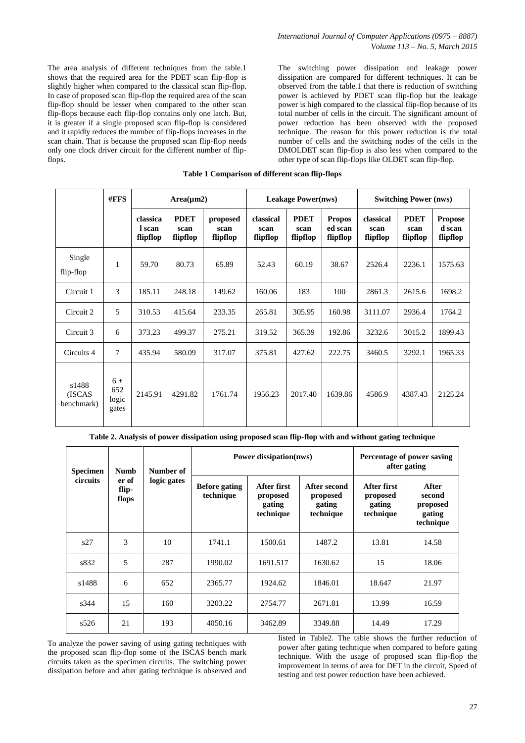The area analysis of different techniques from the table.1 shows that the required area for the PDET scan flip-flop is slightly higher when compared to the classical scan flip-flop. In case of proposed scan flip-flop the required area of the scan flip-flop should be lesser when compared to the other scan flip-flops because each flip-flop contains only one latch. But, it is greater if a single proposed scan flip-flop is considered and it rapidly reduces the number of flip-flops increases in the scan chain. That is because the proposed scan flip-flop needs only one clock driver circuit for the different number of flip-flops.

The switching power dissipation and leakage power dissipation are compared for different techniques. It can be observed from the table.1 that there is reduction of switching power is achieved by PDET scan flip-flop but the leakage power is high compared to the classical flip-flop because of its total number of cells in the circuit. The significant amount of power reduction has been observed with the proposed technique. The reason for this power reduction is the total number of cells and the switching nodes of the cells in the DMOLDET scan flip-flop is also less when compared to the other type of scan flip-flops like OLDET scan flip-flop.

**Table 1 Comparison of different scan flip-flops**

| | #FFS | Area(μm2) | | | Leakage Power(nws) | | | Switching Power (nws) | | |
|---|---|---|---|---|---|---|---|---|---|---|
| | | classical scan flipflop | PDET scan flipflop | proposed scan flipflop | classical scan flipflop | PDET scan flipflop | Proposed scan flipflop | classical scan flipflop | PDET scan flipflop | Proposed scan flipflop |
| Single flip-flop | 1 | 59.70 | 80.73 | 65.89 | 52.43 | 60.19 | 38.67 | 2526.4 | 2236.1 | 1575.63 |
| Circuit 1 | 3 | 185.11 | 248.18 | 149.62 | 160.06 | 183 | 100 | 2861.3 | 2615.6 | 1698.2 |
| Circuit 2 | 5 | 310.53 | 415.64 | 233.35 | 265.81 | 305.95 | 160.98 | 3111.07 | 2936.4 | 1764.2 |
| Circuit 3 | 6 | 373.23 | 499.37 | 275.21 | 319.52 | 365.39 | 192.86 | 3232.6 | 3015.2 | 1899.43 |
| Circuits 4 | 7 | 435.94 | 580.09 | 317.07 | 375.81 | 427.62 | 222.75 | 3460.5 | 3292.1 | 1965.33 |
| s1488 (ISCAS benchmark) | 6 + 652 logic gates | 2145.91 | 4291.82 | 1761.74 | 1956.23 | 2017.40 | 1639.86 | 4586.9 | 4387.43 | 2125.24 |

**Table 2. Analysis of power dissipation using proposed scan flip-flop with and without gating technique**

| Specimen circuits | Number of flip-flops | Number of logic gates | Power dissipation(nws) | | | Percentage of power saving after gating | |
|---|---|---|---|---|---|---|---|
| | | | Before gating technique | After first proposed gating technique | After second proposed gating technique | After first proposed gating technique | After second proposed gating technique |
| s27 | 3 | 10 | 1741.1 | 1500.61 | 1487.2 | 13.81 | 14.58 |
| s832 | 5 | 287 | 1990.02 | 1691.517 | 1630.62 | 15 | 18.06 |
| s1488 | 6 | 652 | 2365.77 | 1924.62 | 1846.01 | 18.647 | 21.97 |
| s344 | 15 | 160 | 3203.22 | 2754.77 | 2671.81 | 13.99 | 16.59 |
| s526 | 21 | 193 | 4050.16 | 3462.89 | 3349.88 | 14.49 | 17.29 |

To analyze the power saving of using gating techniques with the proposed scan flip-flop some of the ISCAS bench mark circuits taken as the specimen circuits. The switching power dissipation before and after gating technique is observed and listed in Table2. The table shows the further reduction of power after gating technique when compared to before gating technique. With the usage of proposed scan flip-flop the improvement in terms of area for DFT in the circuit, Speed of testing and test power reduction have been achieved.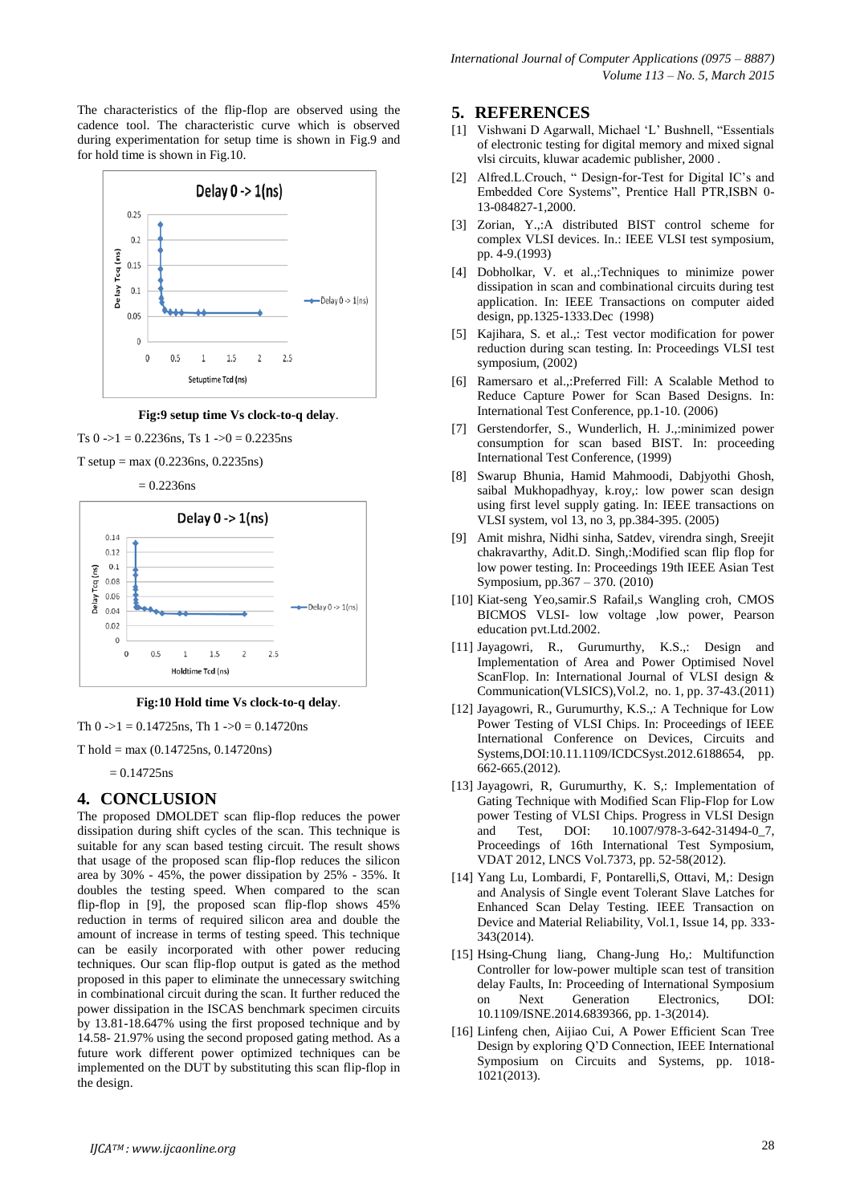The characteristics of the flip-flop are observed using the cadence tool. The characteristic curve which is observed during experimentation for setup time is shown in Fig.9 and for hold time is shown in Fig.10.

Delay 0 -> 1(ns)

0.25
0.2
0.15
0.1
0.05
0

Delay Tcq (ns)

0 0.5 1 1.5 2 2.5

Setuptime Tcd (ns)

Delay 0 -> 1(ns)

**Fig:9 setup time Vs clock-to-q delay**.

Ts 0 ->1 = 0.2236ns, Ts 1 ->0 = 0.2235ns

T setup = max (0.2236ns, 0.2235ns)

= 0.2236ns

Delay 0 -> 1(ns)

0.14
0.12
0.1
0.08
0.06
0.04
0.02
0

Delay Tcq (ns)

0 0.5 1 1.5 2 2.5

Holdtime Tcd (ns)

Delay 0 -> 1(ns)

**Fig:10 Hold time Vs clock-to-q delay**.

Th 0 ->1 = 0.14725ns, Th 1 ->0 = 0.14720ns

T hold = max (0.14725ns, 0.14720ns)

= 0.14725ns

## 4. CONCLUSION

The proposed DMOLDET scan flip-flop reduces the power dissipation during shift cycles of the scan. This technique is suitable for any scan based testing circuit. The result shows that usage of the proposed scan flip-flop reduces the silicon area by 30% - 45%, the power dissipation by 25% - 35%. It doubles the testing speed. When compared to the scan flip-flop in [9], the proposed scan flip-flop shows 45% reduction in terms of required silicon area and double the amount of increase in terms of testing speed. This technique can be easily incorporated with other power reducing techniques. Our scan flip-flop output is gated as the method proposed in this paper to eliminate the unnecessary switching in combinational circuit during the scan. It further reduced the power dissipation in the ISCAS benchmark specimen circuits by 13.81-18.647% using the first proposed technique and by 14.58- 21.97% using the second proposed gating method. As a future work different power optimized techniques can be implemented on the DUT by substituting this scan flip-flop in the design.

## 5. REFERENCES

[1] Vishwani D Agarwall, Michael 'L' Bushnell, "Essentials of electronic testing for digital memory and mixed signal vlsi circuits, kluwar academic publisher, 2000 .

[2] Alfred.L.Crouch, " Design-for-Test for Digital IC's and Embedded Core Systems", Prentice Hall PTR,ISBN 0-13-084827-1,2000.

[3] Zorian, Y.,:A distributed BIST control scheme for complex VLSI devices. In.: IEEE VLSI test symposium, pp. 4-9.(1993)

[4] Dobholkar, V. et al.,:Techniques to minimize power dissipation in scan and combinational circuits during test application. In: IEEE Transactions on computer aided design, pp.1325-1333.Dec (1998)

[5] Kajihara, S. et al.,: Test vector modification for power reduction during scan testing. In: Proceedings VLSI test symposium, (2002)

[6] Ramersaro et al.,:Preferred Fill: A Scalable Method to Reduce Capture Power for Scan Based Designs. In: International Test Conference, pp.1-10. (2006)

[7] Gerstendorfer, S., Wunderlich, H. J.,:minimized power consumption for scan based BIST. In: proceeding International Test Conference, (1999)

[8] Swarup Bhunia, Hamid Mahmoodi, Dabjyothi Ghosh, saibal Mukhopadhyay, k.roy,: low power scan design using first level supply gating. In: IEEE transactions on VLSI system, vol 13, no 3, pp.384-395. (2005)

[9] Amit mishra, Nidhi sinha, Satdev, virendra singh, Sreejit chakravarthy, Adit.D. Singh,:Modified scan flip flop for low power testing. In: Proceedings 19th IEEE Asian Test Symposium, pp.367 – 370. (2010)

[10] Kiat-seng Yeo,samir.S Rafail,s Wangling croh, CMOS BICMOS VLSI- low voltage ,low power, Pearson education pvt.Ltd.2002.

[11] Jayagowri, R., Gurumurthy, K.S.,: Design and Implementation of Area and Power Optimised Novel ScanFlop. In: International Journal of VLSI design & Communication(VLSICS),Vol.2, no. 1, pp. 37-43.(2011)

[12] Jayagowri, R., Gurumurthy, K.S.,: A Technique for Low Power Testing of VLSI Chips. In: Proceedings of IEEE International Conference on Devices, Circuits and Systems,DOI:10.11.1109/ICDCSyst.2012.6188654, pp. 662-665.(2012).

[13] Jayagowri, R, Gurumurthy, K. S,: Implementation of Gating Technique with Modified Scan Flip-Flop for Low power Testing of VLSI Chips. Progress in VLSI Design and Test, DOI: 10.1007/978-3-642-31494-0_7, Proceedings of 16th International Test Symposium, VDAT 2012, LNCS Vol.7373, pp. 52-58(2012).

[14] Yang Lu, Lombardi, F, Pontarelli,S, Ottavi, M,: Design and Analysis of Single event Tolerant Slave Latches for Enhanced Scan Delay Testing. IEEE Transaction on Device and Material Reliability, Vol.1, Issue 14, pp. 333-343(2014).

[15] Hsing-Chung liang, Chang-Jung Ho,: Multifunction Controller for low-power multiple scan test of transition delay Faults, In: Proceeding of International Symposium on Next Generation Electronics, DOI: 10.1109/ISNE.2014.6839366, pp. 1-3(2014).

[16] Linfeng chen, Aijiao Cui, A Power Efficient Scan Tree Design by exploring Q'D Connection, IEEE International Symposium on Circuits and Systems, pp. 1018-1021(2013).